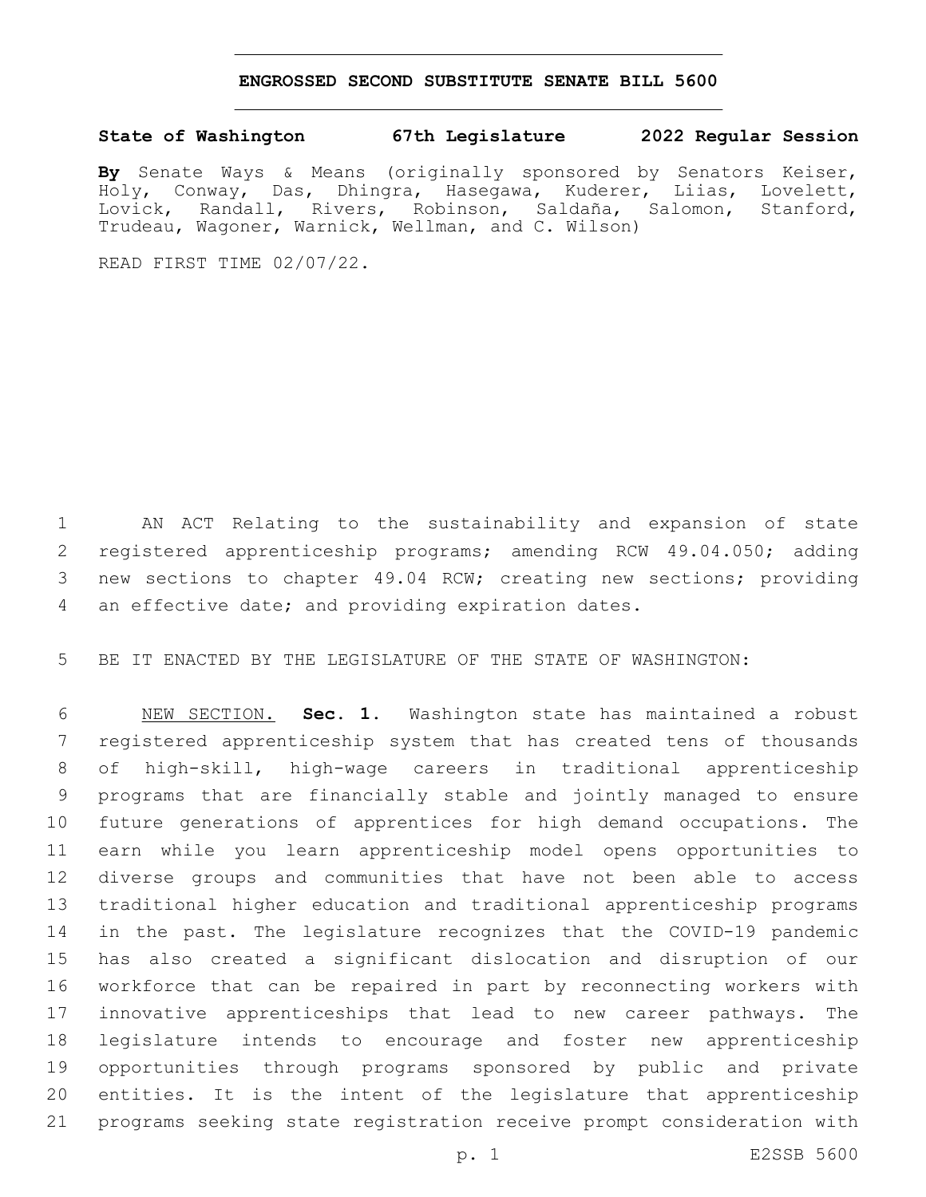# ENGROSSED SECOND SUBSTITUTE SENATE BILL 5600

**State of Washington 67th Legislature 2022 Regular Session**

**By** Senate Ways & Means (originally sponsored by Senators Keiser, Holy, Conway, Das, Dhingra, Hasegawa, Kuderer, Liias, Lovelett, Lovick, Randall, Rivers, Robinson, Saldaña, Salomon, Stanford, Trudeau, Wagoner, Warnick, Wellman, and C. Wilson)

READ FIRST TIME 02/07/22.

AN ACT Relating to the sustainability and expansion of state registered apprenticeship programs; amending RCW 49.04.050; adding new sections to chapter 49.04 RCW; creating new sections; providing an effective date; and providing expiration dates.

BE IT ENACTED BY THE LEGISLATURE OF THE STATE OF WASHINGTON:

NEW SECTION. **Sec. 1.** Washington state has maintained a robust registered apprenticeship system that has created tens of thousands of high-skill, high-wage careers in traditional apprenticeship programs that are financially stable and jointly managed to ensure future generations of apprentices for high demand occupations. The earn while you learn apprenticeship model opens opportunities to diverse groups and communities that have not been able to access traditional higher education and traditional apprenticeship programs in the past. The legislature recognizes that the COVID-19 pandemic has also created a significant dislocation and disruption of our workforce that can be repaired in part by reconnecting workers with innovative apprenticeships that lead to new career pathways. The legislature intends to encourage and foster new apprenticeship opportunities through programs sponsored by public and private entities. It is the intent of the legislature that apprenticeship programs seeking state registration receive prompt consideration with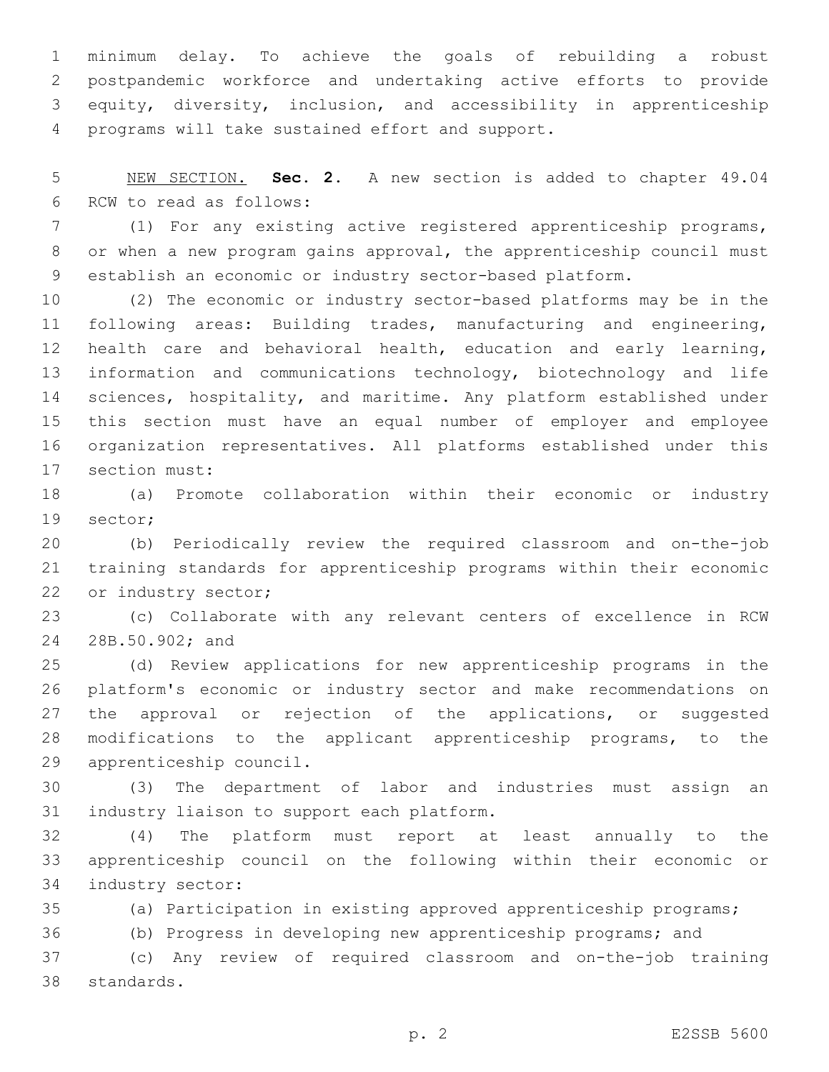minimum delay. To achieve the goals of rebuilding a robust postpandemic workforce and undertaking active efforts to provide equity, diversity, inclusion, and accessibility in apprenticeship programs will take sustained effort and support.

NEW SECTION. **Sec. 2.** A new section is added to chapter 49.04 RCW to read as follows:

(1) For any existing active registered apprenticeship programs, or when a new program gains approval, the apprenticeship council must establish an economic or industry sector-based platform.

(2) The economic or industry sector-based platforms may be in the following areas: Building trades, manufacturing and engineering, health care and behavioral health, education and early learning, information and communications technology, biotechnology and life sciences, hospitality, and maritime. Any platform established under this section must have an equal number of employer and employee organization representatives. All platforms established under this section must:

(a) Promote collaboration within their economic or industry sector;

(b) Periodically review the required classroom and on-the-job training standards for apprenticeship programs within their economic or industry sector;

(c) Collaborate with any relevant centers of excellence in RCW 28B.50.902; and

(d) Review applications for new apprenticeship programs in the platform's economic or industry sector and make recommendations on the approval or rejection of the applications, or suggested modifications to the applicant apprenticeship programs, to the apprenticeship council.

(3) The department of labor and industries must assign an industry liaison to support each platform.

(4) The platform must report at least annually to the apprenticeship council on the following within their economic or industry sector:

(a) Participation in existing approved apprenticeship programs;

(b) Progress in developing new apprenticeship programs; and

(c) Any review of required classroom and on-the-job training standards.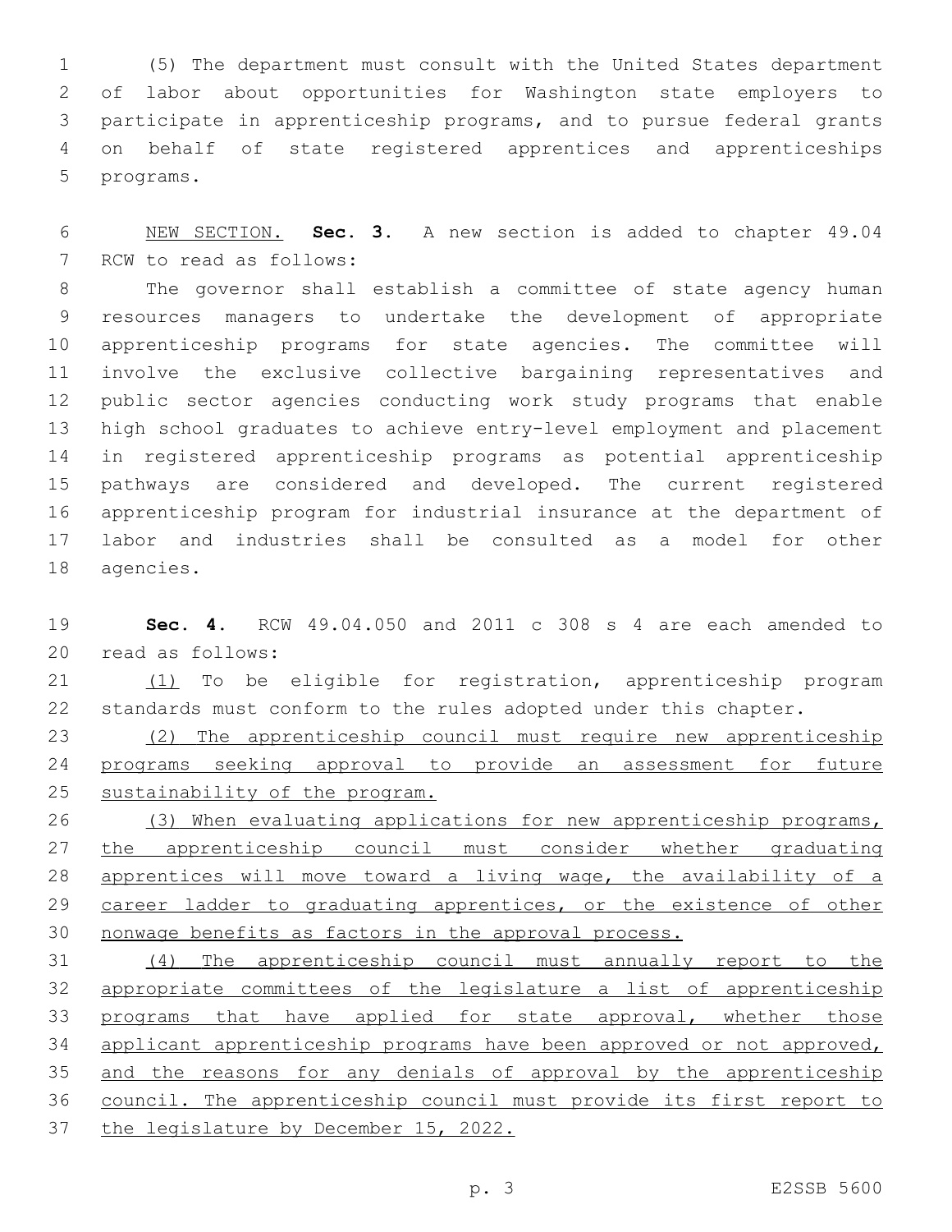(5) The department must consult with the United States department of labor about opportunities for Washington state employers to participate in apprenticeship programs, and to pursue federal grants on behalf of state registered apprentices and apprenticeships programs.

<u>NEW SECTION.</u> **Sec. 3.** A new section is added to chapter 49.04 RCW to read as follows:

The governor shall establish a committee of state agency human resources managers to undertake the development of appropriate apprenticeship programs for state agencies. The committee will involve the exclusive collective bargaining representatives and public sector agencies conducting work study programs that enable high school graduates to achieve entry-level employment and placement in registered apprenticeship programs as potential apprenticeship pathways are considered and developed. The current registered apprenticeship program for industrial insurance at the department of labor and industries shall be consulted as a model for other agencies.

**Sec. 4.** RCW 49.04.050 and 2011 c 308 s 4 are each amended to read as follows:

<u>(1)</u> To be eligible for registration, apprenticeship program standards must conform to the rules adopted under this chapter.

<u>(2) The apprenticeship council must require new apprenticeship programs seeking approval to provide an assessment for future sustainability of the program.</u>

<u>(3) When evaluating applications for new apprenticeship programs, the apprenticeship council must consider whether graduating apprentices will move toward a living wage, the availability of a career ladder to graduating apprentices, or the existence of other nonwage benefits as factors in the approval process.</u>

<u>(4) The apprenticeship council must annually report to the appropriate committees of the legislature a list of apprenticeship programs that have applied for state approval, whether those applicant apprenticeship programs have been approved or not approved, and the reasons for any denials of approval by the apprenticeship council. The apprenticeship council must provide its first report to the legislature by December 15, 2022.</u>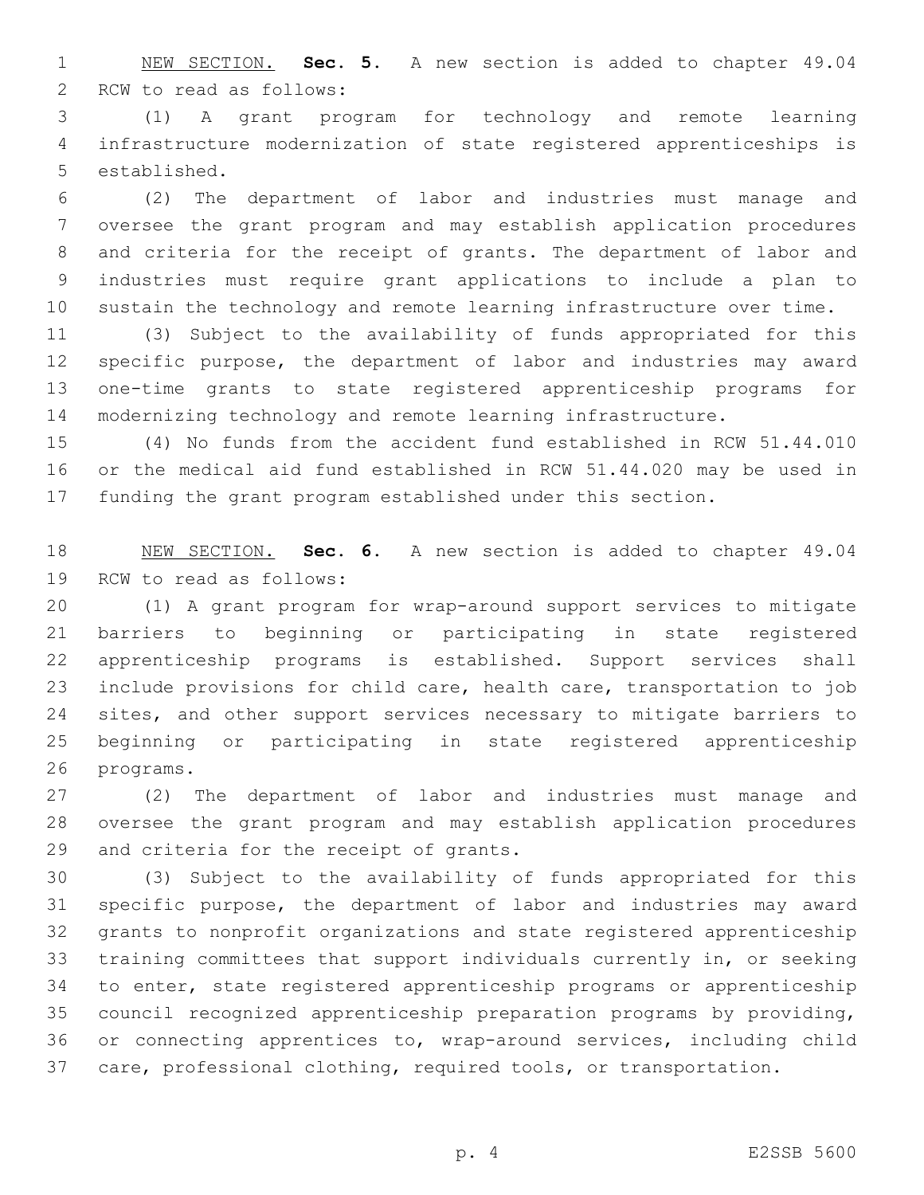<u>NEW SECTION.</u> **Sec. 5.** A new section is added to chapter 49.04 RCW to read as follows:

(1) A grant program for technology and remote learning infrastructure modernization of state registered apprenticeships is established.

(2) The department of labor and industries must manage and oversee the grant program and may establish application procedures and criteria for the receipt of grants. The department of labor and industries must require grant applications to include a plan to sustain the technology and remote learning infrastructure over time.

(3) Subject to the availability of funds appropriated for this specific purpose, the department of labor and industries may award one-time grants to state registered apprenticeship programs for modernizing technology and remote learning infrastructure.

(4) No funds from the accident fund established in RCW 51.44.010 or the medical aid fund established in RCW 51.44.020 may be used in funding the grant program established under this section.

<u>NEW SECTION.</u> **Sec. 6.** A new section is added to chapter 49.04 RCW to read as follows:

(1) A grant program for wrap-around support services to mitigate barriers to beginning or participating in state registered apprenticeship programs is established. Support services shall include provisions for child care, health care, transportation to job sites, and other support services necessary to mitigate barriers to beginning or participating in state registered apprenticeship programs.

(2) The department of labor and industries must manage and oversee the grant program and may establish application procedures and criteria for the receipt of grants.

(3) Subject to the availability of funds appropriated for this specific purpose, the department of labor and industries may award grants to nonprofit organizations and state registered apprenticeship training committees that support individuals currently in, or seeking to enter, state registered apprenticeship programs or apprenticeship council recognized apprenticeship preparation programs by providing, or connecting apprentices to, wrap-around services, including child care, professional clothing, required tools, or transportation.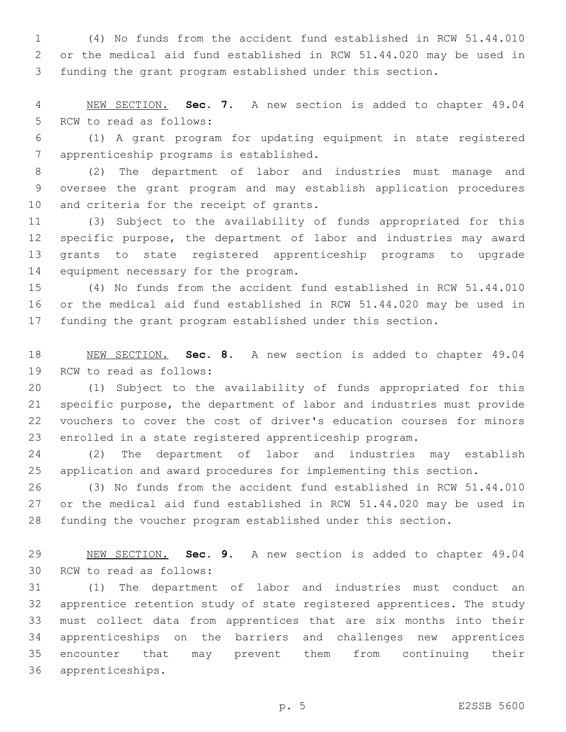(4) No funds from the accident fund established in RCW 51.44.010 or the medical aid fund established in RCW 51.44.020 may be used in funding the grant program established under this section.

NEW SECTION. **Sec. 7.** A new section is added to chapter 49.04 RCW to read as follows:

(1) A grant program for updating equipment in state registered apprenticeship programs is established.

(2) The department of labor and industries must manage and oversee the grant program and may establish application procedures and criteria for the receipt of grants.

(3) Subject to the availability of funds appropriated for this specific purpose, the department of labor and industries may award grants to state registered apprenticeship programs to upgrade equipment necessary for the program.

(4) No funds from the accident fund established in RCW 51.44.010 or the medical aid fund established in RCW 51.44.020 may be used in funding the grant program established under this section.

NEW SECTION. **Sec. 8.** A new section is added to chapter 49.04 RCW to read as follows:

(1) Subject to the availability of funds appropriated for this specific purpose, the department of labor and industries must provide vouchers to cover the cost of driver's education courses for minors enrolled in a state registered apprenticeship program.

(2) The department of labor and industries may establish application and award procedures for implementing this section.

(3) No funds from the accident fund established in RCW 51.44.010 or the medical aid fund established in RCW 51.44.020 may be used in funding the voucher program established under this section.

NEW SECTION. **Sec. 9.** A new section is added to chapter 49.04 RCW to read as follows:

(1) The department of labor and industries must conduct an apprentice retention study of state registered apprentices. The study must collect data from apprentices that are six months into their apprenticeships on the barriers and challenges new apprentices encounter that may prevent them from continuing their apprenticeships.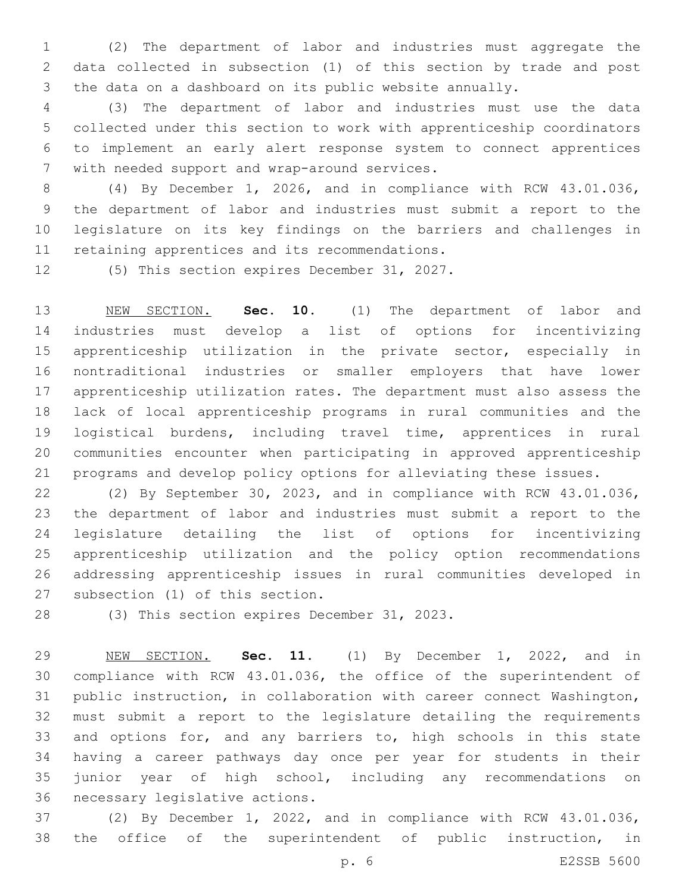(2) The department of labor and industries must aggregate the data collected in subsection (1) of this section by trade and post the data on a dashboard on its public website annually.

(3) The department of labor and industries must use the data collected under this section to work with apprenticeship coordinators to implement an early alert response system to connect apprentices with needed support and wrap-around services.

(4) By December 1, 2026, and in compliance with RCW 43.01.036, the department of labor and industries must submit a report to the legislature on its key findings on the barriers and challenges in retaining apprentices and its recommendations.

(5) This section expires December 31, 2027.

NEW SECTION. **Sec. 10.** (1) The department of labor and industries must develop a list of options for incentivizing apprenticeship utilization in the private sector, especially in nontraditional industries or smaller employers that have lower apprenticeship utilization rates. The department must also assess the lack of local apprenticeship programs in rural communities and the logistical burdens, including travel time, apprentices in rural communities encounter when participating in approved apprenticeship programs and develop policy options for alleviating these issues.

(2) By September 30, 2023, and in compliance with RCW 43.01.036, the department of labor and industries must submit a report to the legislature detailing the list of options for incentivizing apprenticeship utilization and the policy option recommendations addressing apprenticeship issues in rural communities developed in subsection (1) of this section.

(3) This section expires December 31, 2023.

NEW SECTION. **Sec. 11.** (1) By December 1, 2022, and in compliance with RCW 43.01.036, the office of the superintendent of public instruction, in collaboration with career connect Washington, must submit a report to the legislature detailing the requirements and options for, and any barriers to, high schools in this state having a career pathways day once per year for students in their junior year of high school, including any recommendations on necessary legislative actions.

(2) By December 1, 2022, and in compliance with RCW 43.01.036, the office of the superintendent of public instruction, in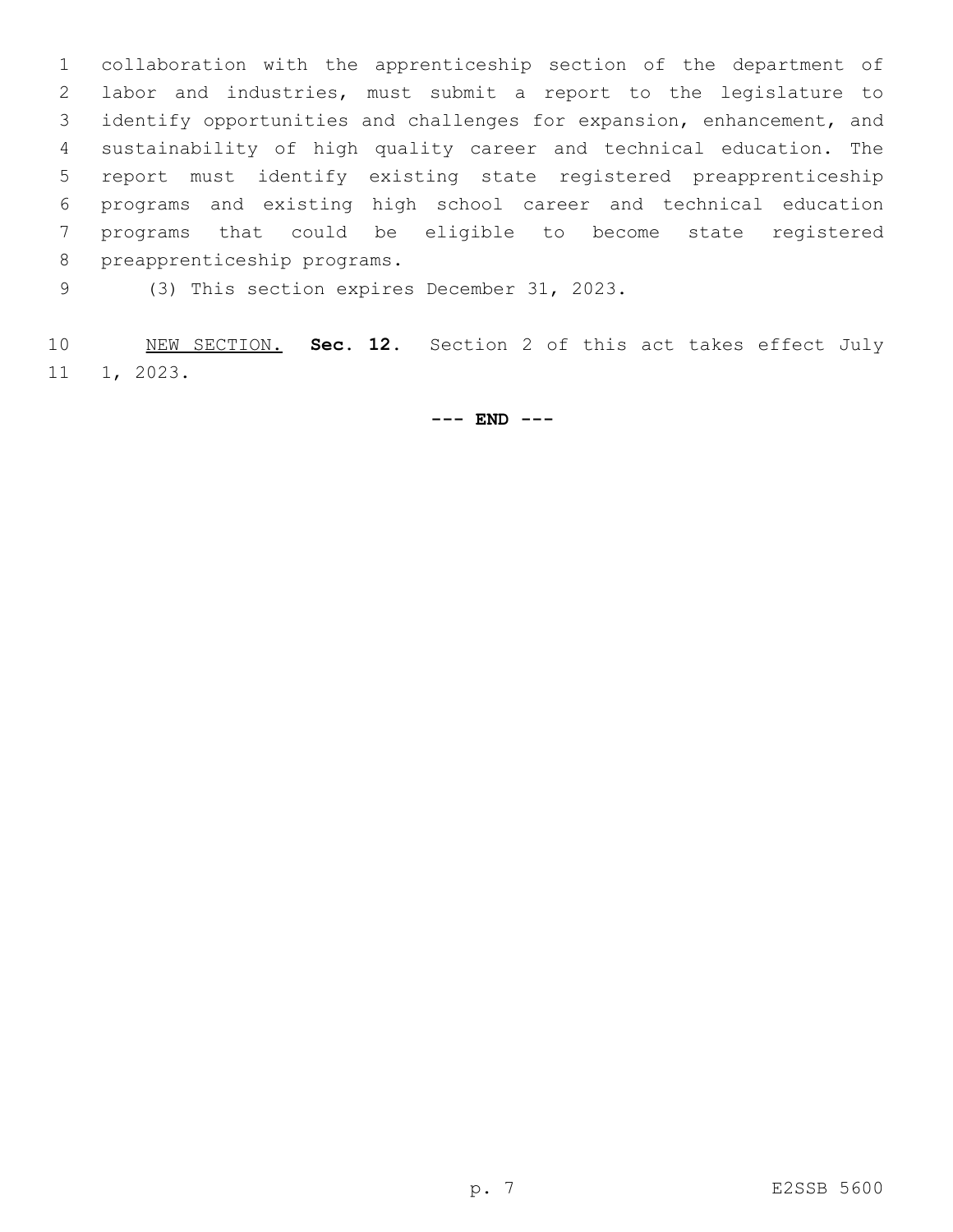collaboration with the apprenticeship section of the department of labor and industries, must submit a report to the legislature to identify opportunities and challenges for expansion, enhancement, and sustainability of high quality career and technical education. The report must identify existing state registered preapprenticeship programs and existing high school career and technical education programs that could be eligible to become state registered preapprenticeship programs.

(3) This section expires December 31, 2023.

NEW SECTION. **Sec. 12.** Section 2 of this act takes effect July 1, 2023.

**--- END ---**